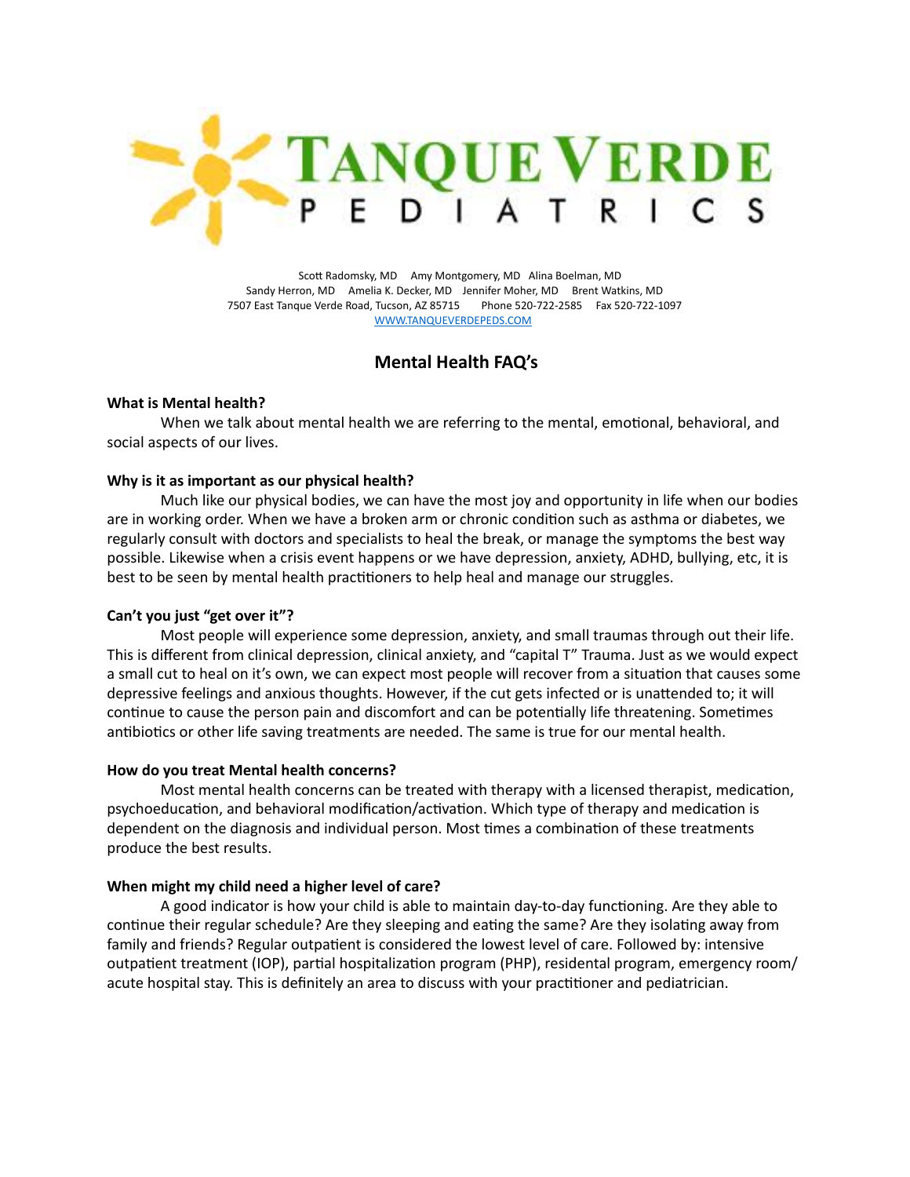# TANQUE VERDE PEDIATRICS

Scott Radomsky, MD Amy Montgomery, MD Alina Boelman, MD
Sandy Herron, MD Amelia K. Decker, MD Jennifer Moher, MD Brent Watkins, MD
7507 East Tanque Verde Road, Tucson, AZ 85715 Phone 520-722-2585 Fax 520-722-1097
WWW.TANQUEVERDEPEDS.COM

## Mental Health FAQ's

**What is Mental health?**

When we talk about mental health we are referring to the mental, emotional, behavioral, and social aspects of our lives.

**Why is it as important as our physical health?**

Much like our physical bodies, we can have the most joy and opportunity in life when our bodies are in working order. When we have a broken arm or chronic condition such as asthma or diabetes, we regularly consult with doctors and specialists to heal the break, or manage the symptoms the best way possible. Likewise when a crisis event happens or we have depression, anxiety, ADHD, bullying, etc, it is best to be seen by mental health practitioners to help heal and manage our struggles.

**Can't you just "get over it"?**

Most people will experience some depression, anxiety, and small traumas through out their life. This is different from clinical depression, clinical anxiety, and "capital T" Trauma. Just as we would expect a small cut to heal on it's own, we can expect most people will recover from a situation that causes some depressive feelings and anxious thoughts. However, if the cut gets infected or is unattended to; it will continue to cause the person pain and discomfort and can be potentially life threatening. Sometimes antibiotics or other life saving treatments are needed. The same is true for our mental health.

**How do you treat Mental health concerns?**

Most mental health concerns can be treated with therapy with a licensed therapist, medication, psychoeducation, and behavioral modification/activation. Which type of therapy and medication is dependent on the diagnosis and individual person. Most times a combination of these treatments produce the best results.

**When might my child need a higher level of care?**

A good indicator is how your child is able to maintain day-to-day functioning. Are they able to continue their regular schedule? Are they sleeping and eating the same? Are they isolating away from family and friends? Regular outpatient is considered the lowest level of care. Followed by: intensive outpatient treatment (IOP), partial hospitalization program (PHP), residental program, emergency room/ acute hospital stay. This is definitely an area to discuss with your practitioner and pediatrician.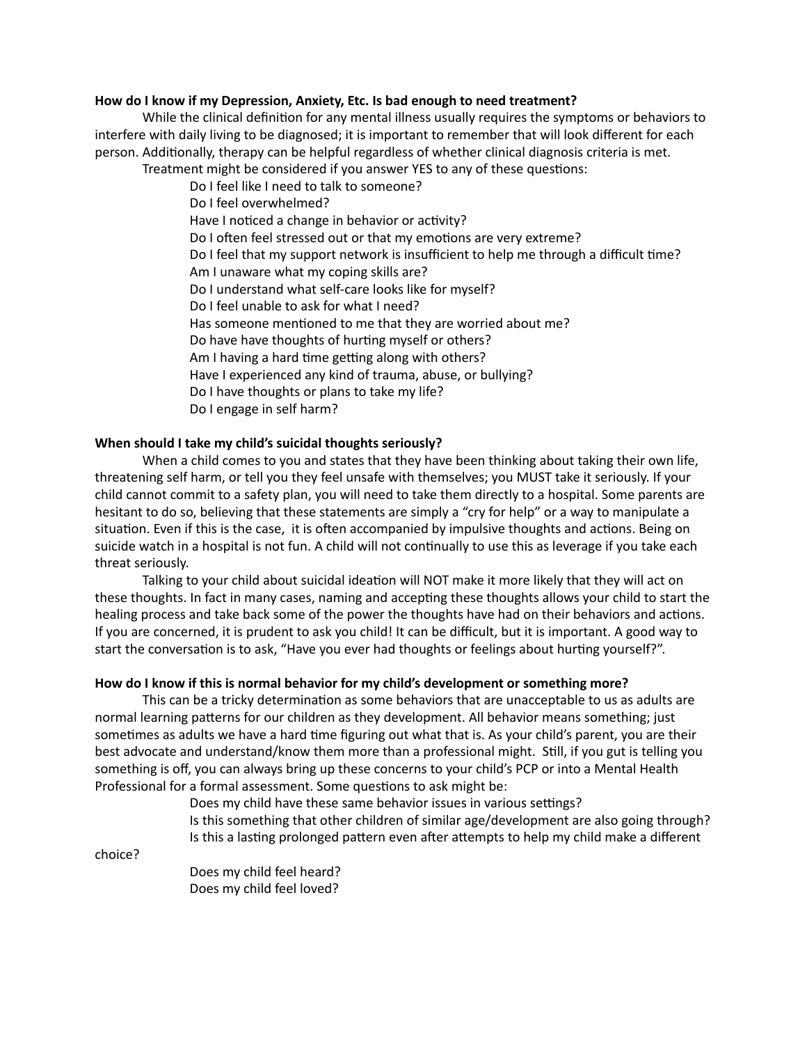**How do I know if my Depression, Anxiety, Etc. Is bad enough to need treatment?**

While the clinical definition for any mental illness usually requires the symptoms or behaviors to interfere with daily living to be diagnosed; it is important to remember that will look different for each person. Additionally, therapy can be helpful regardless of whether clinical diagnosis criteria is met.

Treatment might be considered if you answer YES to any of these questions:

- Do I feel like I need to talk to someone?
- Do I feel overwhelmed?
- Have I noticed a change in behavior or activity?
- Do I often feel stressed out or that my emotions are very extreme?
- Do I feel that my support network is insufficient to help me through a difficult time?
- Am I unaware what my coping skills are?
- Do I understand what self-care looks like for myself?
- Do I feel unable to ask for what I need?
- Has someone mentioned to me that they are worried about me?
- Do have have thoughts of hurting myself or others?
- Am I having a hard time getting along with others?
- Have I experienced any kind of trauma, abuse, or bullying?
- Do I have thoughts or plans to take my life?
- Do I engage in self harm?

**When should I take my child's suicidal thoughts seriously?**

When a child comes to you and states that they have been thinking about taking their own life, threatening self harm, or tell you they feel unsafe with themselves; you MUST take it seriously. If your child cannot commit to a safety plan, you will need to take them directly to a hospital. Some parents are hesitant to do so, believing that these statements are simply a "cry for help" or a way to manipulate a situation. Even if this is the case, it is often accompanied by impulsive thoughts and actions. Being on suicide watch in a hospital is not fun. A child will not continually to use this as leverage if you take each threat seriously.

Talking to your child about suicidal ideation will NOT make it more likely that they will act on these thoughts. In fact in many cases, naming and accepting these thoughts allows your child to start the healing process and take back some of the power the thoughts have had on their behaviors and actions. If you are concerned, it is prudent to ask you child! It can be difficult, but it is important. A good way to start the conversation is to ask, "Have you ever had thoughts or feelings about hurting yourself?".

**How do I know if this is normal behavior for my child's development or something more?**

This can be a tricky determination as some behaviors that are unacceptable to us as adults are normal learning patterns for our children as they development. All behavior means something; just sometimes as adults we have a hard time figuring out what that is. As your child's parent, you are their best advocate and understand/know them more than a professional might. Still, if you gut is telling you something is off, you can always bring up these concerns to your child's PCP or into a Mental Health Professional for a formal assessment. Some questions to ask might be:

- Does my child have these same behavior issues in various settings?
- Is this something that other children of similar age/development are also going through?
- Is this a lasting prolonged pattern even after attempts to help my child make a different choice?
- Does my child feel heard?
- Does my child feel loved?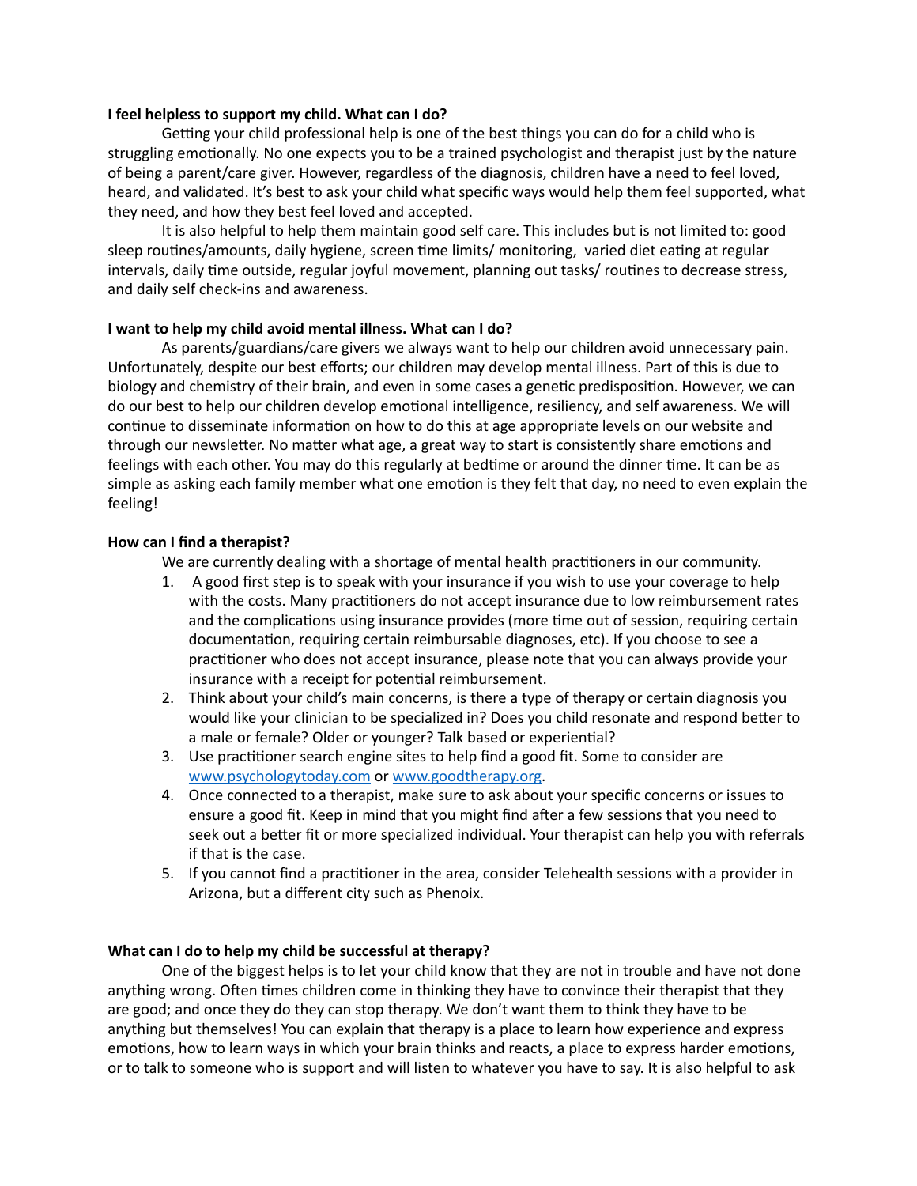**I feel helpless to support my child. What can I do?**

Getting your child professional help is one of the best things you can do for a child who is struggling emotionally. No one expects you to be a trained psychologist and therapist just by the nature of being a parent/care giver. However, regardless of the diagnosis, children have a need to feel loved, heard, and validated. It's best to ask your child what specific ways would help them feel supported, what they need, and how they best feel loved and accepted.

It is also helpful to help them maintain good self care. This includes but is not limited to: good sleep routines/amounts, daily hygiene, screen time limits/ monitoring, varied diet eating at regular intervals, daily time outside, regular joyful movement, planning out tasks/ routines to decrease stress, and daily self check-ins and awareness.

**I want to help my child avoid mental illness. What can I do?**

As parents/guardians/care givers we always want to help our children avoid unnecessary pain. Unfortunately, despite our best efforts; our children may develop mental illness. Part of this is due to biology and chemistry of their brain, and even in some cases a genetic predisposition. However, we can do our best to help our children develop emotional intelligence, resiliency, and self awareness. We will continue to disseminate information on how to do this at age appropriate levels on our website and through our newsletter. No matter what age, a great way to start is consistently share emotions and feelings with each other. You may do this regularly at bedtime or around the dinner time. It can be as simple as asking each family member what one emotion is they felt that day, no need to even explain the feeling!

**How can I find a therapist?**

We are currently dealing with a shortage of mental health practitioners in our community.

1. A good first step is to speak with your insurance if you wish to use your coverage to help with the costs. Many practitioners do not accept insurance due to low reimbursement rates and the complications using insurance provides (more time out of session, requiring certain documentation, requiring certain reimbursable diagnoses, etc). If you choose to see a practitioner who does not accept insurance, please note that you can always provide your insurance with a receipt for potential reimbursement.
2. Think about your child's main concerns, is there a type of therapy or certain diagnosis you would like your clinician to be specialized in? Does you child resonate and respond better to a male or female? Older or younger? Talk based or experiential?
3. Use practitioner search engine sites to help find a good fit. Some to consider are [www.psychologytoday.com](http://www.psychologytoday.com) or [www.goodtherapy.org](http://www.goodtherapy.org).
4. Once connected to a therapist, make sure to ask about your specific concerns or issues to ensure a good fit. Keep in mind that you might find after a few sessions that you need to seek out a better fit or more specialized individual. Your therapist can help you with referrals if that is the case.
5. If you cannot find a practitioner in the area, consider Telehealth sessions with a provider in Arizona, but a different city such as Phenoix.

**What can I do to help my child be successful at therapy?**

One of the biggest helps is to let your child know that they are not in trouble and have not done anything wrong. Often times children come in thinking they have to convince their therapist that they are good; and once they do they can stop therapy. We don't want them to think they have to be anything but themselves! You can explain that therapy is a place to learn how experience and express emotions, how to learn ways in which your brain thinks and reacts, a place to express harder emotions, or to talk to someone who is support and will listen to whatever you have to say. It is also helpful to ask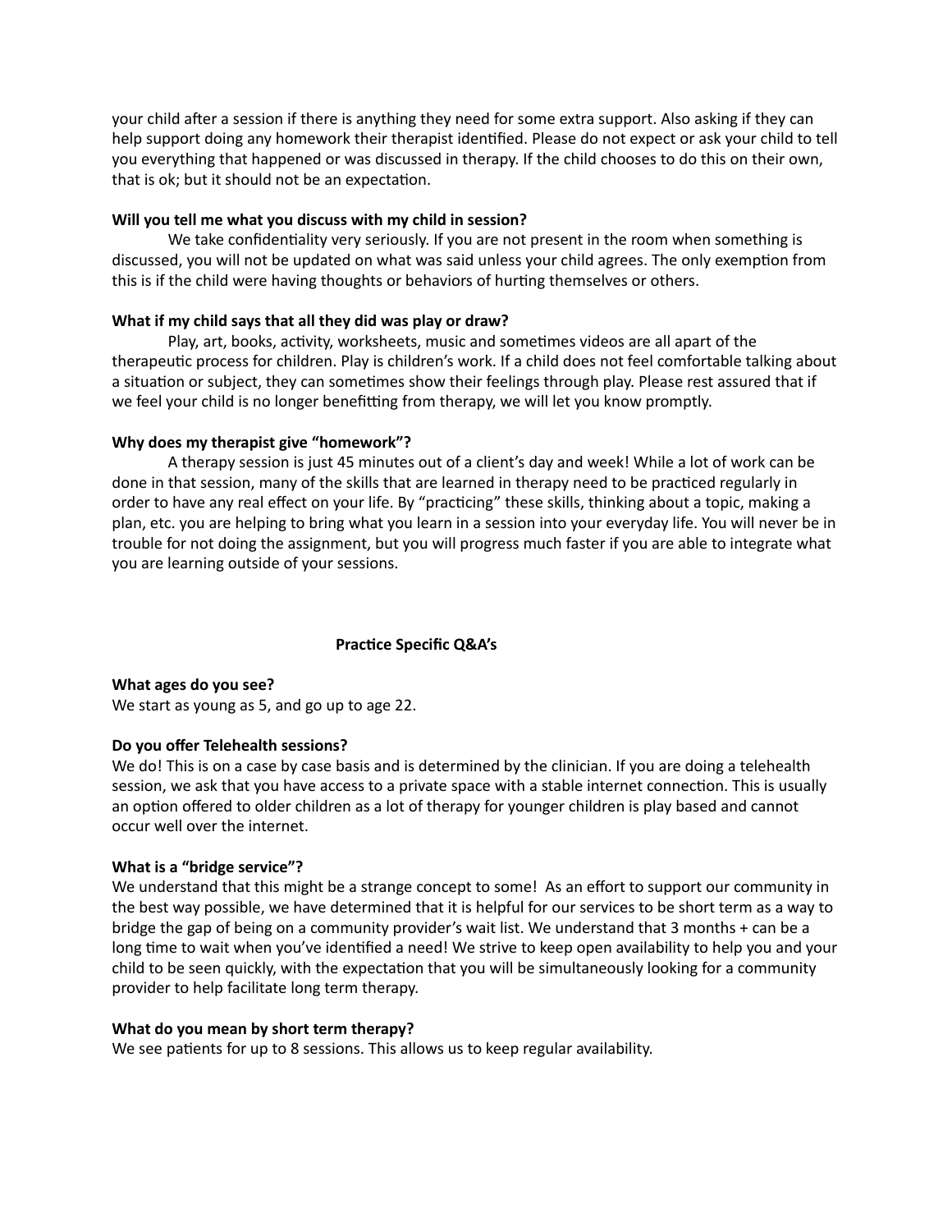your child after a session if there is anything they need for some extra support. Also asking if they can help support doing any homework their therapist identified. Please do not expect or ask your child to tell you everything that happened or was discussed in therapy. If the child chooses to do this on their own, that is ok; but it should not be an expectation.

**Will you tell me what you discuss with my child in session?**

We take confidentiality very seriously. If you are not present in the room when something is discussed, you will not be updated on what was said unless your child agrees. The only exemption from this is if the child were having thoughts or behaviors of hurting themselves or others.

**What if my child says that all they did was play or draw?**

Play, art, books, activity, worksheets, music and sometimes videos are all apart of the therapeutic process for children. Play is children's work. If a child does not feel comfortable talking about a situation or subject, they can sometimes show their feelings through play. Please rest assured that if we feel your child is no longer benefitting from therapy, we will let you know promptly.

**Why does my therapist give "homework"?**

A therapy session is just 45 minutes out of a client's day and week! While a lot of work can be done in that session, many of the skills that are learned in therapy need to be practiced regularly in order to have any real effect on your life. By "practicing" these skills, thinking about a topic, making a plan, etc. you are helping to bring what you learn in a session into your everyday life. You will never be in trouble for not doing the assignment, but you will progress much faster if you are able to integrate what you are learning outside of your sessions.

## Practice Specific Q&A's

**What ages do you see?**

We start as young as 5, and go up to age 22.

**Do you offer Telehealth sessions?**

We do! This is on a case by case basis and is determined by the clinician. If you are doing a telehealth session, we ask that you have access to a private space with a stable internet connection. This is usually an option offered to older children as a lot of therapy for younger children is play based and cannot occur well over the internet.

**What is a "bridge service"?**

We understand that this might be a strange concept to some! As an effort to support our community in the best way possible, we have determined that it is helpful for our services to be short term as a way to bridge the gap of being on a community provider's wait list. We understand that 3 months + can be a long time to wait when you've identified a need! We strive to keep open availability to help you and your child to be seen quickly, with the expectation that you will be simultaneously looking for a community provider to help facilitate long term therapy.

**What do you mean by short term therapy?**

We see patients for up to 8 sessions. This allows us to keep regular availability.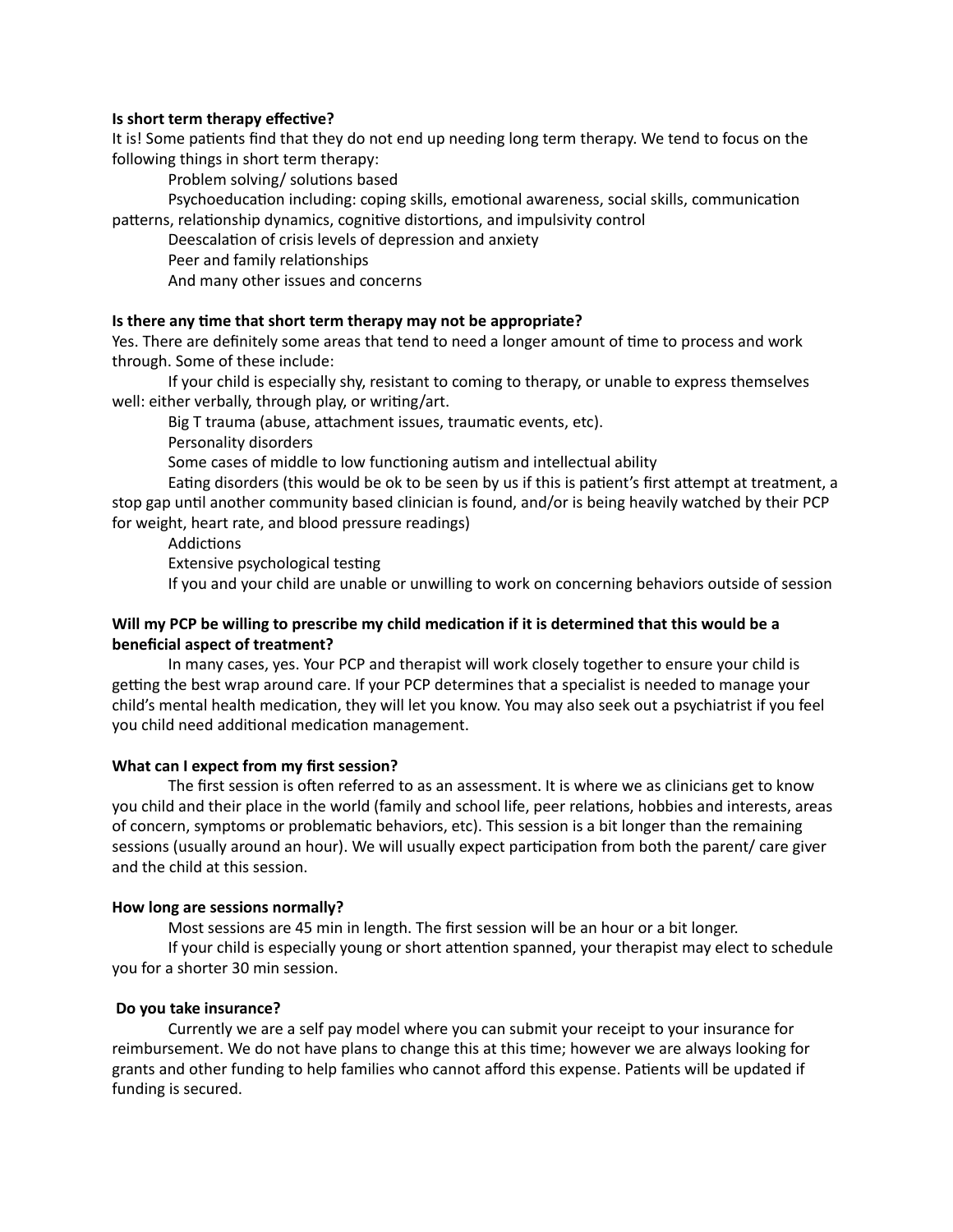**Is short term therapy effective?**

It is! Some patients find that they do not end up needing long term therapy. We tend to focus on the following things in short term therapy:

Problem solving/ solutions based

Psychoeducation including: coping skills, emotional awareness, social skills, communication patterns, relationship dynamics, cognitive distortions, and impulsivity control

Deescalation of crisis levels of depression and anxiety

Peer and family relationships

And many other issues and concerns

**Is there any time that short term therapy may not be appropriate?**

Yes. There are definitely some areas that tend to need a longer amount of time to process and work through. Some of these include:

If your child is especially shy, resistant to coming to therapy, or unable to express themselves well: either verbally, through play, or writing/art.

Big T trauma (abuse, attachment issues, traumatic events, etc).

Personality disorders

Some cases of middle to low functioning autism and intellectual ability

Eating disorders (this would be ok to be seen by us if this is patient's first attempt at treatment, a stop gap until another community based clinician is found, and/or is being heavily watched by their PCP for weight, heart rate, and blood pressure readings)

Addictions

Extensive psychological testing

If you and your child are unable or unwilling to work on concerning behaviors outside of session

**Will my PCP be willing to prescribe my child medication if it is determined that this would be a beneficial aspect of treatment?**

In many cases, yes. Your PCP and therapist will work closely together to ensure your child is getting the best wrap around care. If your PCP determines that a specialist is needed to manage your child's mental health medication, they will let you know. You may also seek out a psychiatrist if you feel you child need additional medication management.

**What can I expect from my first session?**

The first session is often referred to as an assessment. It is where we as clinicians get to know you child and their place in the world (family and school life, peer relations, hobbies and interests, areas of concern, symptoms or problematic behaviors, etc). This session is a bit longer than the remaining sessions (usually around an hour). We will usually expect participation from both the parent/ care giver and the child at this session.

**How long are sessions normally?**

Most sessions are 45 min in length. The first session will be an hour or a bit longer.

If your child is especially young or short attention spanned, your therapist may elect to schedule you for a shorter 30 min session.

**Do you take insurance?**

Currently we are a self pay model where you can submit your receipt to your insurance for reimbursement. We do not have plans to change this at this time; however we are always looking for grants and other funding to help families who cannot afford this expense. Patients will be updated if funding is secured.